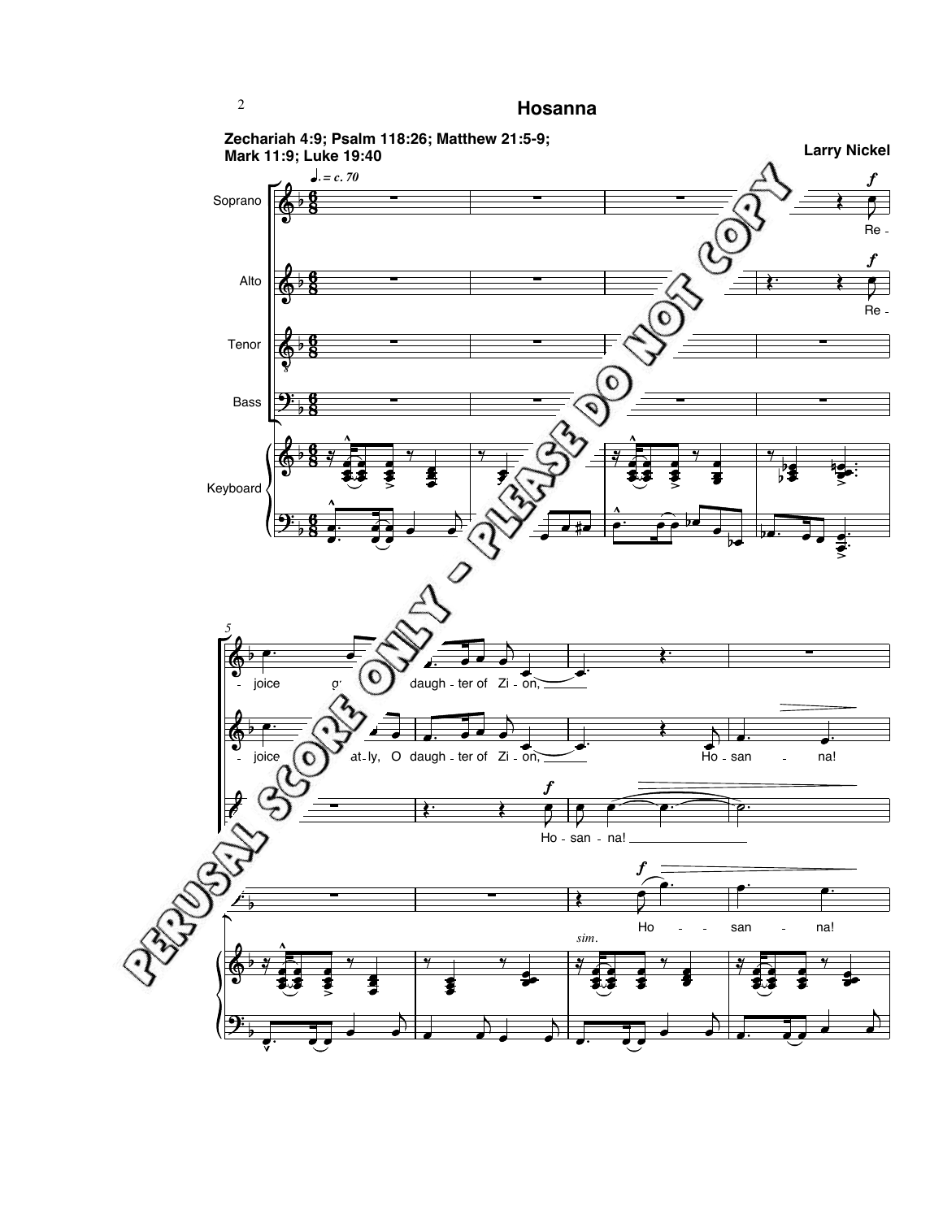# Hosanna

**Zechariah 4:9; Psalm 118:26; Matthew 21:5-9; Mark 11:9; Luke 19:40**

**Larry Nickel**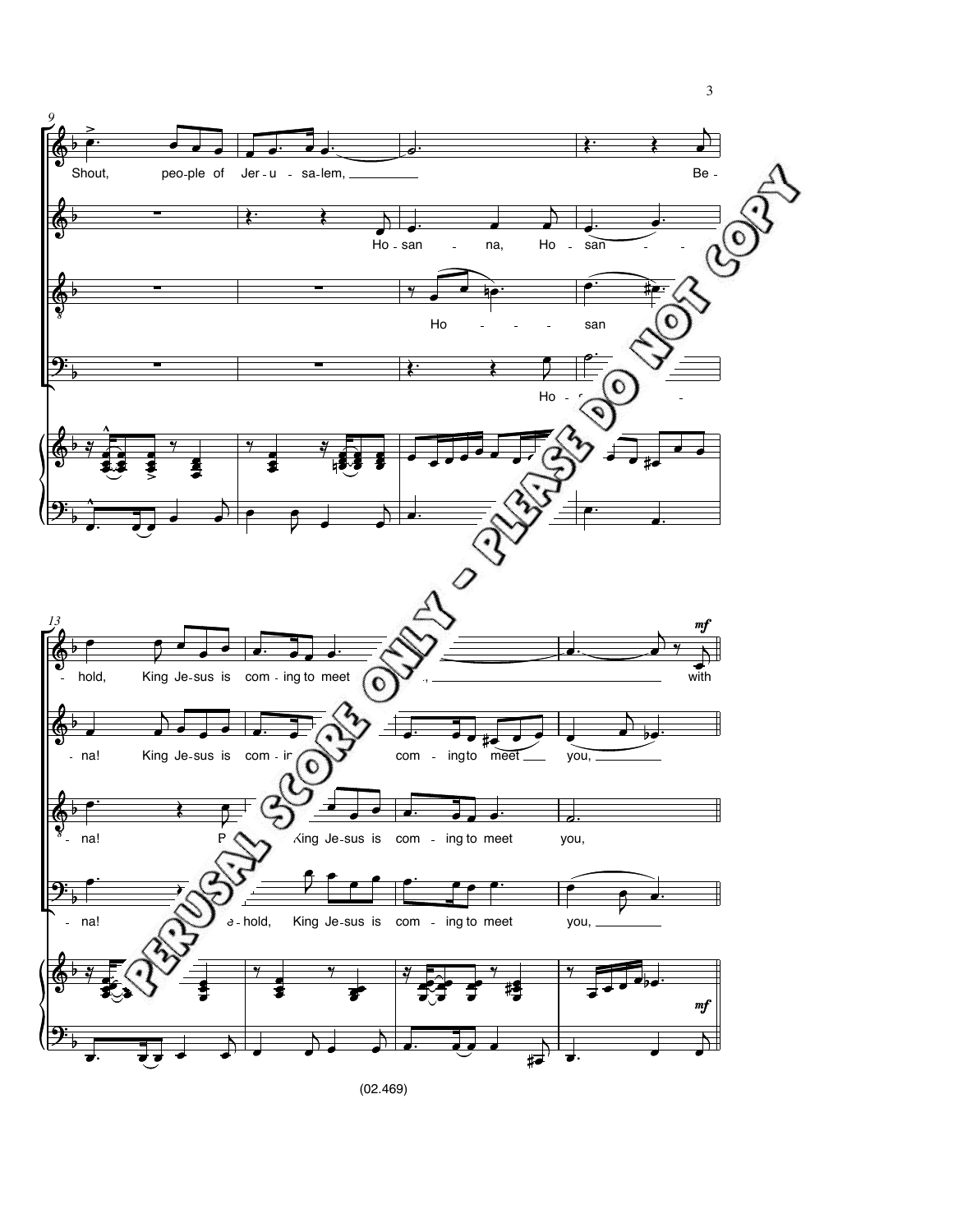Shout, people of Jer-u-sa-lem, Be-hold, King Je-sus is com-ing to meet you, with

Ho-san-na, Ho-san-na! King Je-sus is com-ing to meet you,

Ho-san-na! King Je-sus is com-ing to meet you,

Ho-san-na! Be-hold, King Je-sus is com-ing to meet you,

PERUSAL SCORE ONLY - PLEASE DO NOT COPY

(02.469)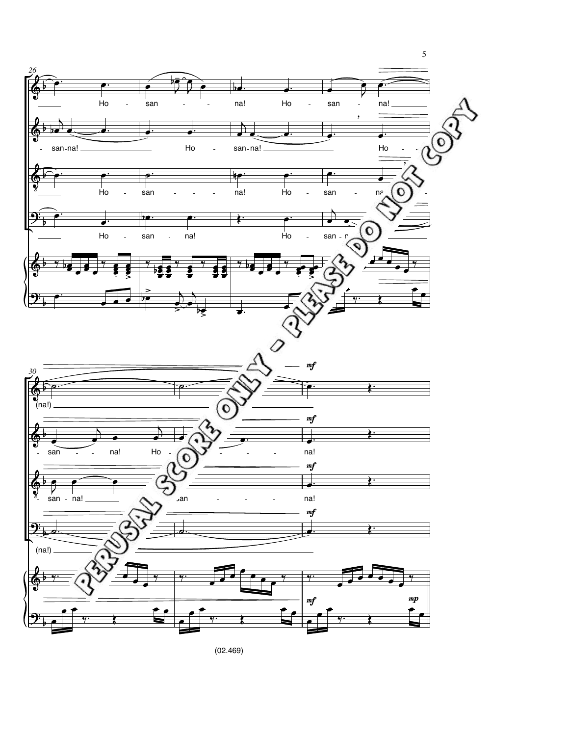PERUSAL SCORE ONLY - PLEASE DO NOT COPY

(02.469)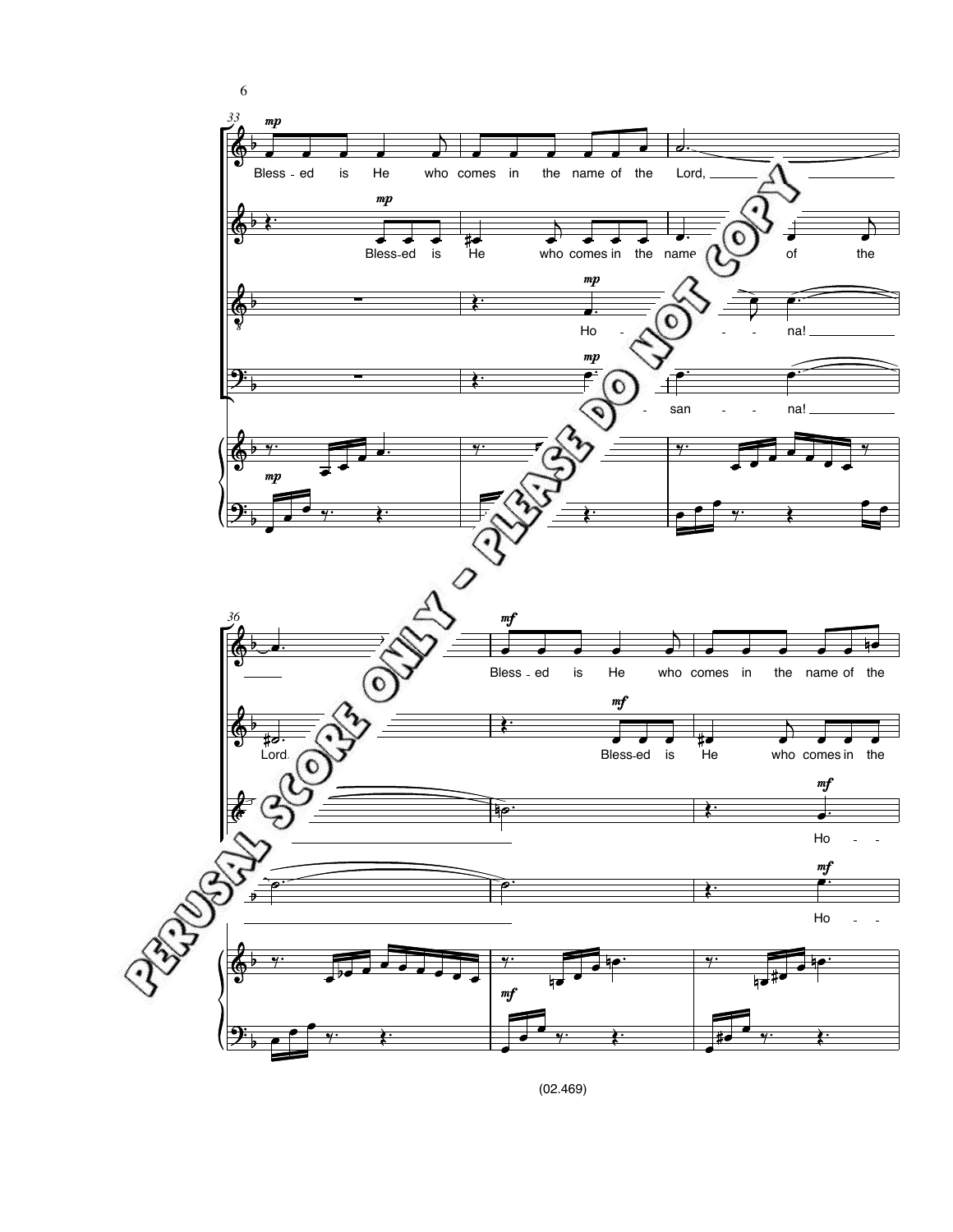Blessed is He who comes in the name of the Lord,

Blessed is He who comes in the name of the Lord.

Hosanna!

Blessed is He who comes in the name of the

Blessed is He who comes in the

Ho-

PERUSAL SCORE ONLY - PLEASE DO NOT COPY

(02.469)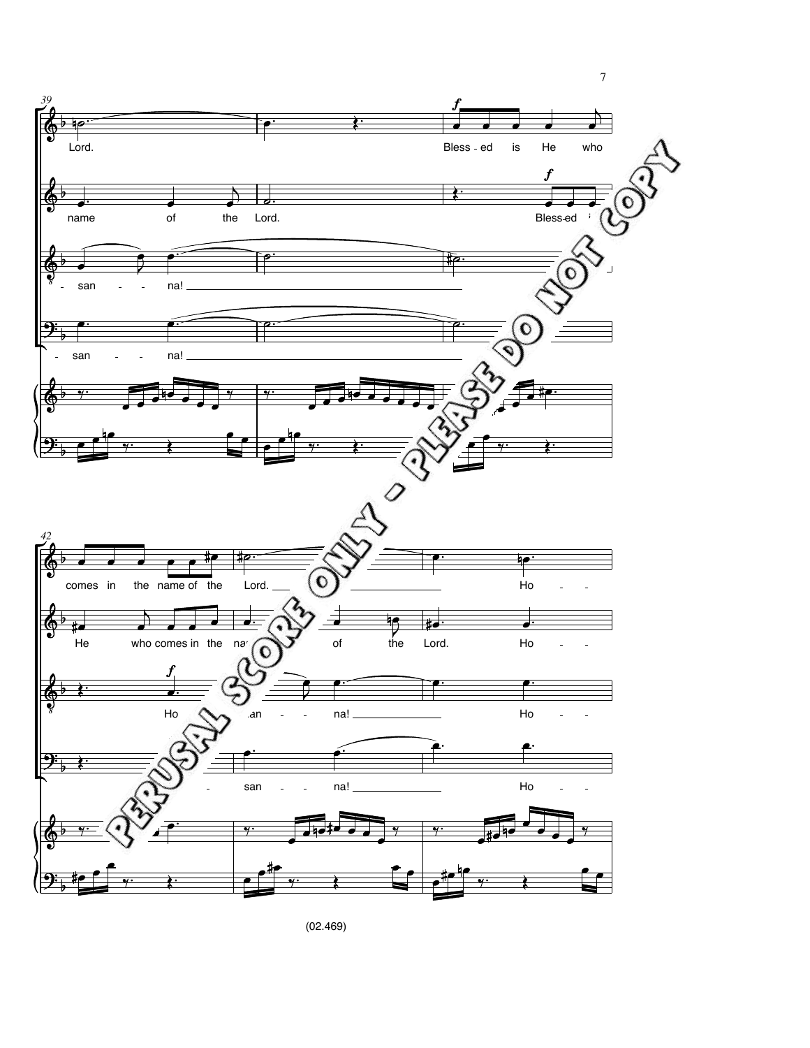Lord. Bless - ed is He who

name of the Lord. Bless-ed

san - - na!

san - - na!

comes in the name of the Lord. Ho - -

He who comes in the name of the Lord. Ho - -

Ho - san - - na! Ho - -

san - - na! Ho - -

PERUSAL SCORE ONLY - PLEASE DO NOT COPY

(02.469)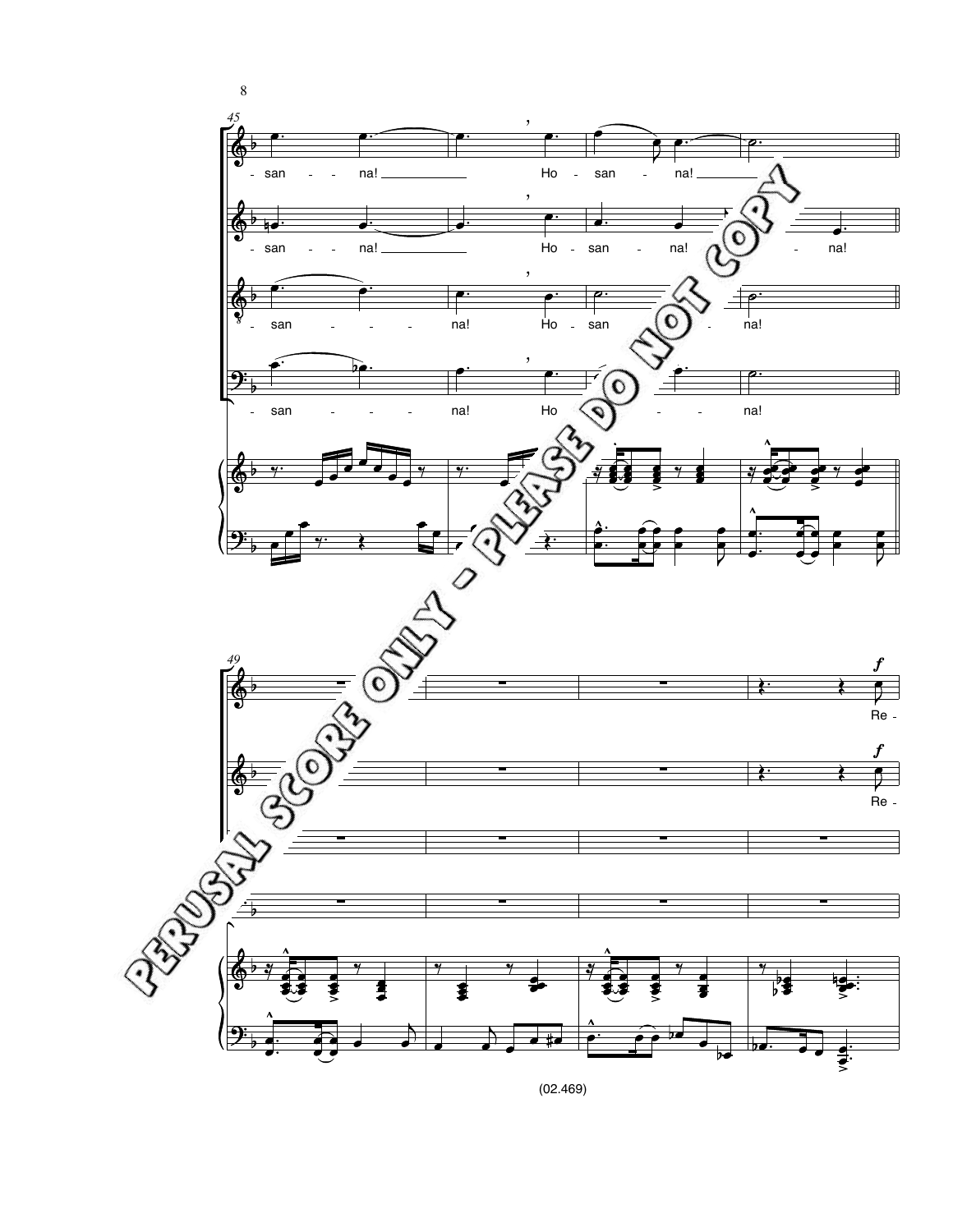45

-san - - na! Ho - san - na!

-san - - na! Ho - san - na! - na!

-san - - - - na! Ho - san - - na!

-san - - - - na! Ho - - - na!

49

*f* Re -

*f* Re -

PERUSAL SCORE ONLY - PLEASE DO NOT COPY

(02.469)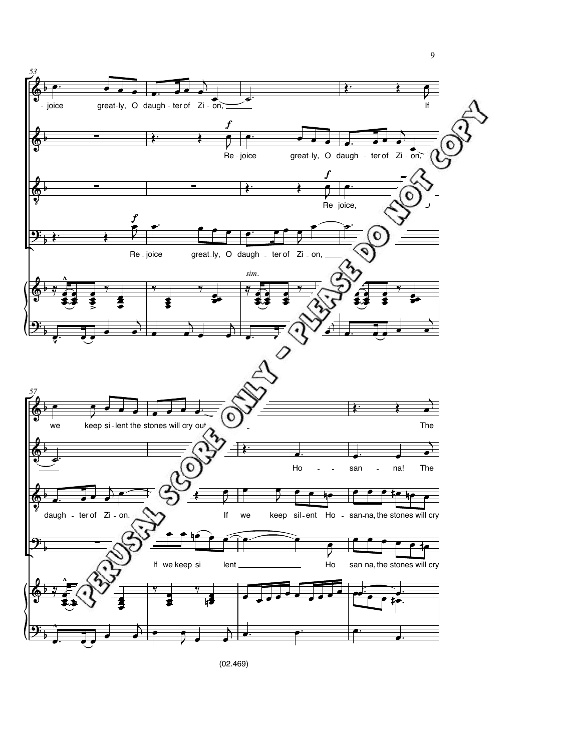53

-joice great-ly, O daugh-ter of Zi-on, If

Re-joice great-ly, O daugh-ter of Zi-on,

Re-joice,

Re-joice great-ly, O daugh-ter of Zi-on,

*sim.*

57

we keep si-lent the stones will cry out The

Ho-san-na! The

daugh-ter of Zi-on. If we keep sil-ent Ho-san-na, the stones will cry

If we keep si-lent Ho-san-na, the stones will cry

PERUSAL SCORE ONLY - PLEASE DO NOT COPY

(02.469)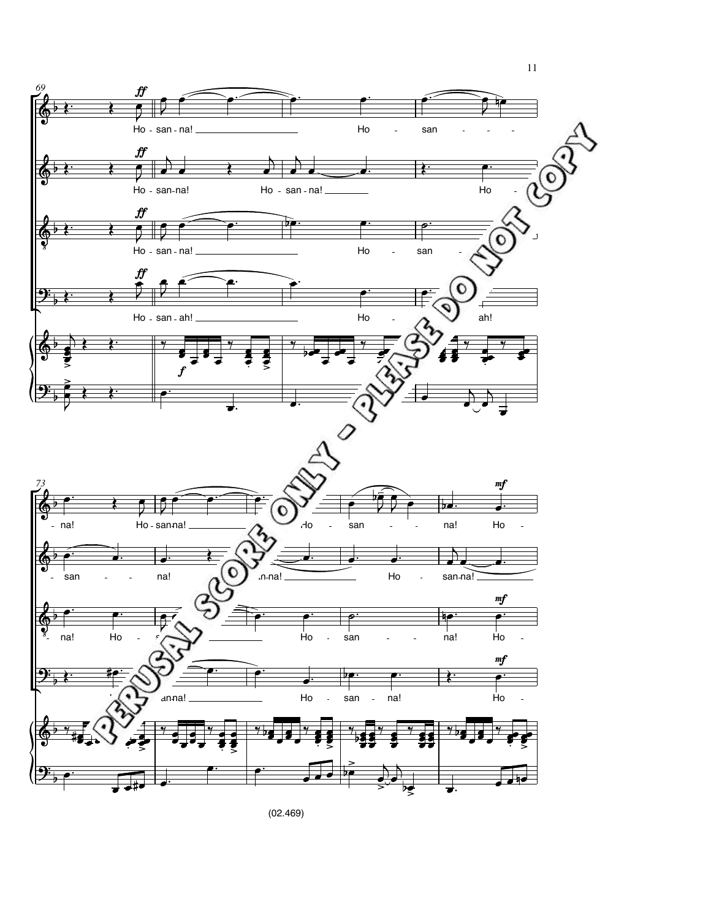PERUSAL SCORE ONLY - PLEASE DO NOT COPY

(02.469)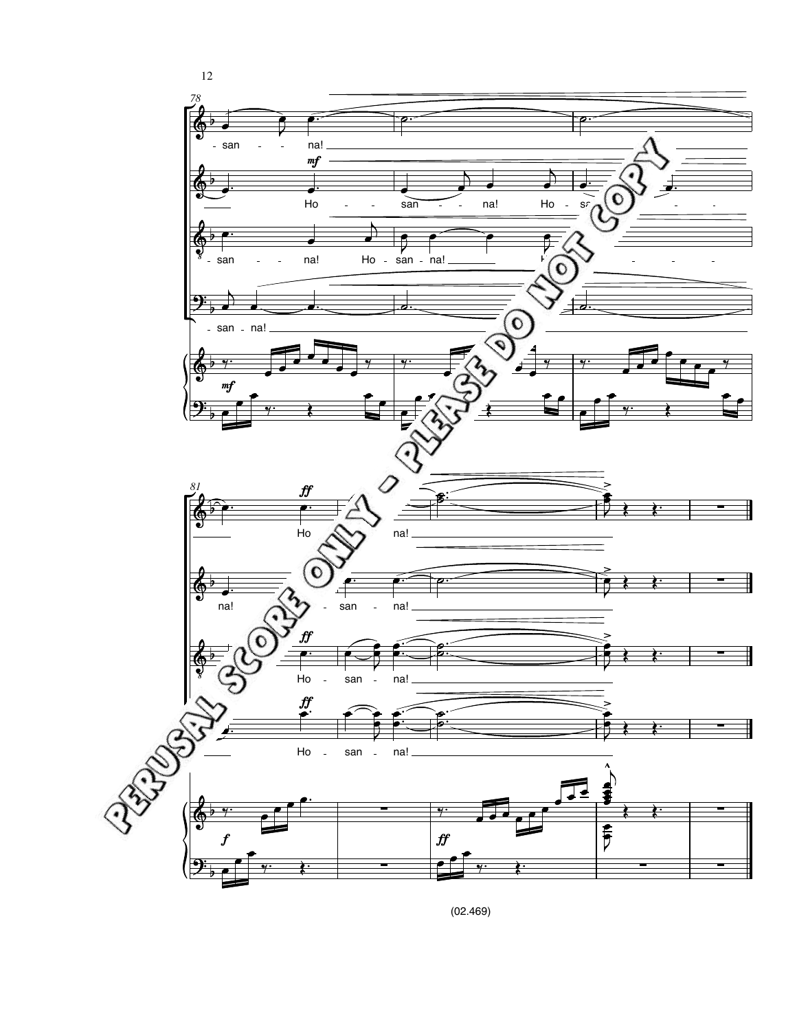PERUSAL SCORE ONLY - PLEASE DO NOT COPY